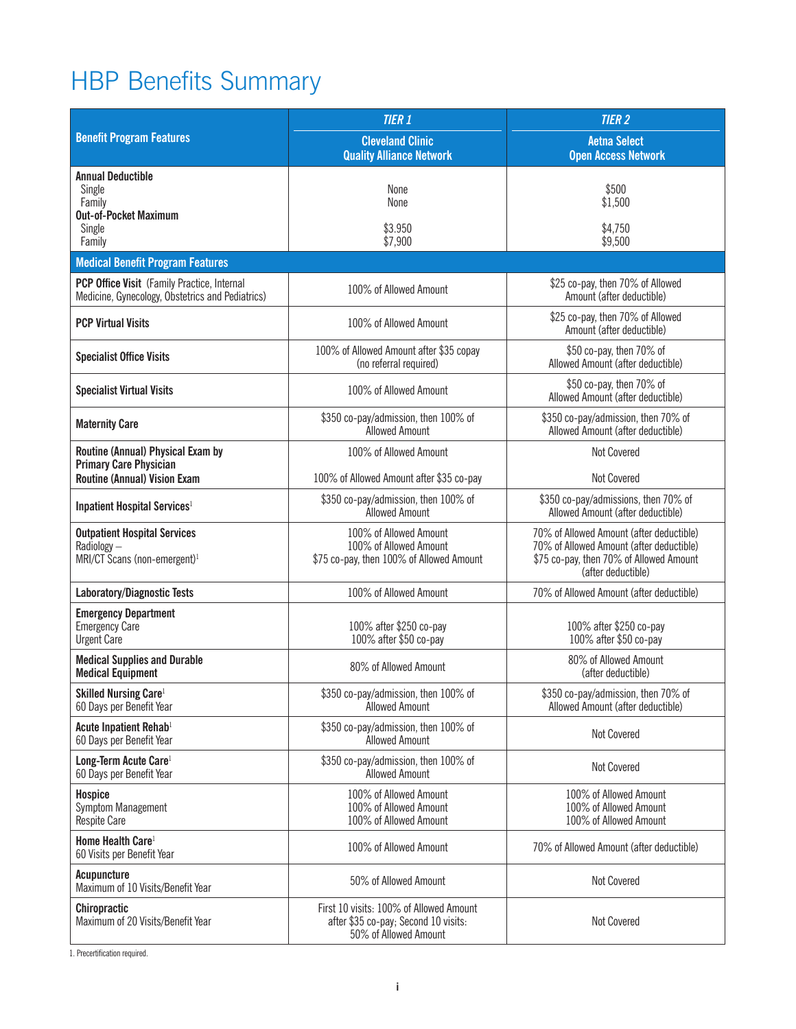# HBP Benefits Summary

| Benefit Program Features | *TIER 1* Cleveland Clinic Quality Alliance Network | *TIER 2* Aetna Select Open Access Network |
|---|---|---|
| **Annual Deductible**<br>Single<br>Family<br>**Out-of-Pocket Maximum**<br>Single<br>Family | <br>None<br>None<br><br>$3.950<br>$7,900 | <br>$500<br>$1,500<br><br>$4,750<br>$9,500 |
| **Medical Benefit Program Features** | | |
| **PCP Office Visit** (Family Practice, Internal Medicine, Gynecology, Obstetrics and Pediatrics) | 100% of Allowed Amount | $25 co-pay, then 70% of Allowed Amount (after deductible) |
| **PCP Virtual Visits** | 100% of Allowed Amount | $25 co-pay, then 70% of Allowed Amount (after deductible) |
| **Specialist Office Visits** | 100% of Allowed Amount after $35 copay (no referral required) | $50 co-pay, then 70% of Allowed Amount (after deductible) |
| **Specialist Virtual Visits** | 100% of Allowed Amount | $50 co-pay, then 70% of Allowed Amount (after deductible) |
| **Maternity Care** | $350 co-pay/admission, then 100% of Allowed Amount | $350 co-pay/admission, then 70% of Allowed Amount (after deductible) |
| **Routine (Annual) Physical Exam by Primary Care Physician**<br>**Routine (Annual) Vision Exam** | 100% of Allowed Amount<br><br>100% of Allowed Amount after $35 co-pay | Not Covered<br><br>Not Covered |
| **Inpatient Hospital Services**[1] | $350 co-pay/admission, then 100% of Allowed Amount | $350 co-pay/admissions, then 70% of Allowed Amount (after deductible) |
| **Outpatient Hospital Services**<br>Radiology –<br>MRI/CT Scans (non-emergent)[1] | 100% of Allowed Amount<br>100% of Allowed Amount<br>$75 co-pay, then 100% of Allowed Amount | 70% of Allowed Amount (after deductible)<br>70% of Allowed Amount (after deductible)<br>$75 co-pay, then 70% of Allowed Amount (after deductible) |
| **Laboratory/Diagnostic Tests** | 100% of Allowed Amount | 70% of Allowed Amount (after deductible) |
| **Emergency Department**<br>Emergency Care<br>Urgent Care | <br>100% after $250 co-pay<br>100% after $50 co-pay | <br>100% after $250 co-pay<br>100% after $50 co-pay |
| **Medical Supplies and Durable Medical Equipment** | 80% of Allowed Amount | 80% of Allowed Amount (after deductible) |
| **Skilled Nursing Care**[1]<br>60 Days per Benefit Year | $350 co-pay/admission, then 100% of Allowed Amount | $350 co-pay/admission, then 70% of Allowed Amount (after deductible) |
| **Acute Inpatient Rehab**[1]<br>60 Days per Benefit Year | $350 co-pay/admission, then 100% of Allowed Amount | Not Covered |
| **Long-Term Acute Care**[1]<br>60 Days per Benefit Year | $350 co-pay/admission, then 100% of Allowed Amount | Not Covered |
| **Hospice**<br>Symptom Management<br>Respite Care | 100% of Allowed Amount<br>100% of Allowed Amount<br>100% of Allowed Amount | 100% of Allowed Amount<br>100% of Allowed Amount<br>100% of Allowed Amount |
| **Home Health Care**[1]<br>60 Visits per Benefit Year | 100% of Allowed Amount | 70% of Allowed Amount (after deductible) |
| **Acupuncture**<br>Maximum of 10 Visits/Benefit Year | 50% of Allowed Amount | Not Covered |
| **Chiropractic**<br>Maximum of 20 Visits/Benefit Year | First 10 visits: 100% of Allowed Amount after $35 co-pay; Second 10 visits: 50% of Allowed Amount | Not Covered |

1. Precertification required.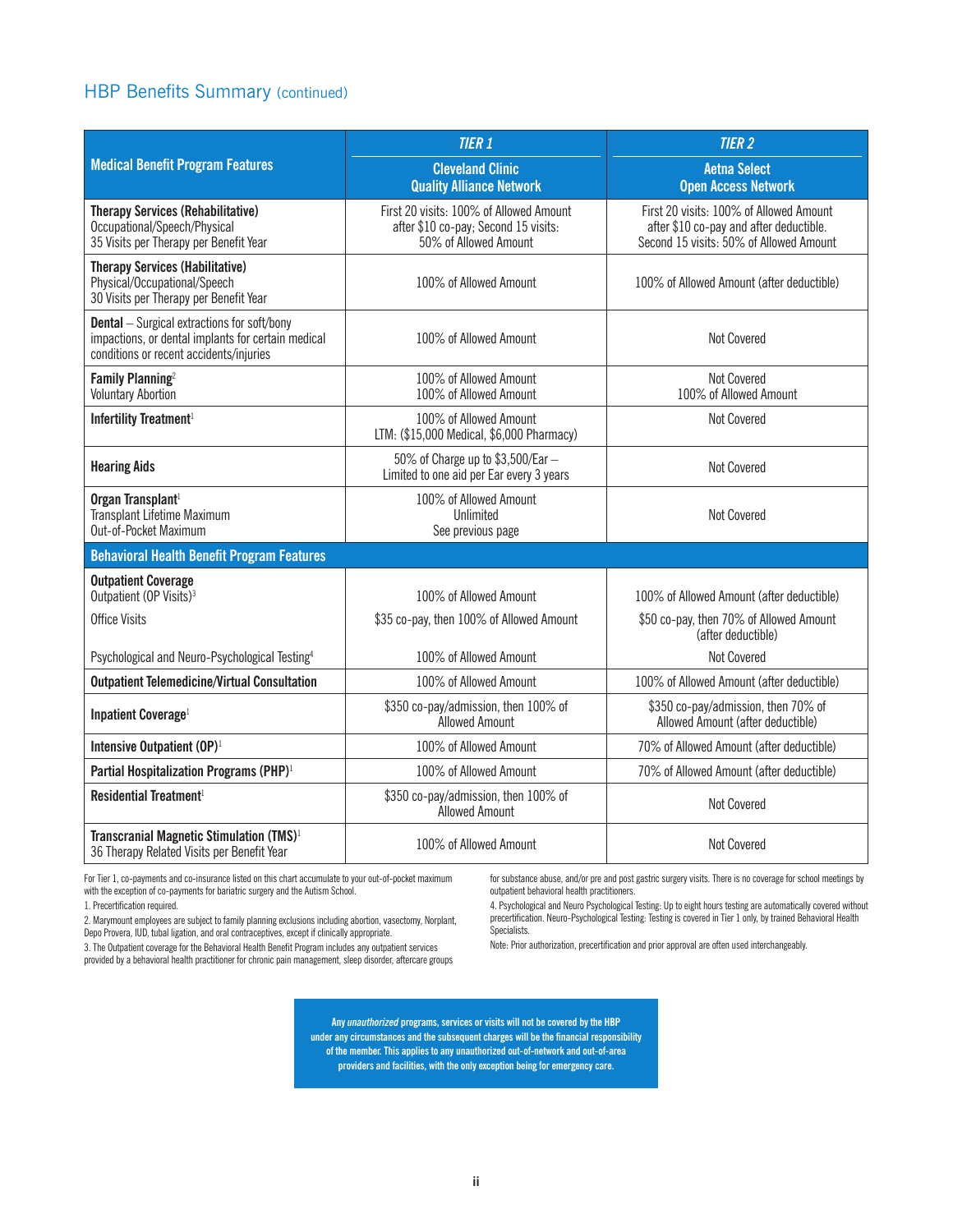## HBP Benefits Summary (continued)

| Medical Benefit Program Features | TIER 1<br>Cleveland Clinic Quality Alliance Network | TIER 2<br>Aetna Select Open Access Network |
|---|---|---|
| **Therapy Services (Rehabilitative)**<br>Occupational/Speech/Physical<br>35 Visits per Therapy per Benefit Year | First 20 visits: 100% of Allowed Amount after $10 co-pay; Second 15 visits: 50% of Allowed Amount | First 20 visits: 100% of Allowed Amount after $10 co-pay and after deductible. Second 15 visits: 50% of Allowed Amount |
| **Therapy Services (Habilitative)**<br>Physical/Occupational/Speech<br>30 Visits per Therapy per Benefit Year | 100% of Allowed Amount | 100% of Allowed Amount (after deductible) |
| **Dental** – Surgical extractions for soft/bony impactions, or dental implants for certain medical conditions or recent accidents/injuries | 100% of Allowed Amount | Not Covered |
| **Family Planning**[2]<br>Voluntary Abortion | 100% of Allowed Amount<br>100% of Allowed Amount | Not Covered<br>100% of Allowed Amount |
| **Infertility Treatment**[1] | 100% of Allowed Amount<br>LTM: ($15,000 Medical, $6,000 Pharmacy) | Not Covered |
| **Hearing Aids** | 50% of Charge up to $3,500/Ear – Limited to one aid per Ear every 3 years | Not Covered |
| **Organ Transplant**[1]<br>Transplant Lifetime Maximum<br>Out-of-Pocket Maximum | 100% of Allowed Amount<br>Unlimited<br>See previous page | Not Covered |
| **Behavioral Health Benefit Program Features** | | |
| **Outpatient Coverage**<br>Outpatient (OP Visits)[3] | 100% of Allowed Amount | 100% of Allowed Amount (after deductible) |
| Office Visits | $35 co-pay, then 100% of Allowed Amount | $50 co-pay, then 70% of Allowed Amount (after deductible) |
| Psychological and Neuro-Psychological Testing[4] | 100% of Allowed Amount | Not Covered |
| **Outpatient Telemedicine/Virtual Consultation** | 100% of Allowed Amount | 100% of Allowed Amount (after deductible) |
| **Inpatient Coverage**[1] | $350 co-pay/admission, then 100% of Allowed Amount | $350 co-pay/admission, then 70% of Allowed Amount (after deductible) |
| **Intensive Outpatient (OP)**[1] | 100% of Allowed Amount | 70% of Allowed Amount (after deductible) |
| **Partial Hospitalization Programs (PHP)**[1] | 100% of Allowed Amount | 70% of Allowed Amount (after deductible) |
| **Residential Treatment**[1] | $350 co-pay/admission, then 100% of Allowed Amount | Not Covered |
| **Transcranial Magnetic Stimulation (TMS)**[1]<br>36 Therapy Related Visits per Benefit Year | 100% of Allowed Amount | Not Covered |

For Tier 1, co-payments and co-insurance listed on this chart accumulate to your out-of-pocket maximum with the exception of co-payments for bariatric surgery and the Autism School.

1. Precertification required.

2. Marymount employees are subject to family planning exclusions including abortion, vasectomy, Norplant, Depo Provera, IUD, tubal ligation, and oral contraceptives, except if clinically appropriate.

3. The Outpatient coverage for the Behavioral Health Benefit Program includes any outpatient services provided by a behavioral health practitioner for chronic pain management, sleep disorder, aftercare groups for substance abuse, and/or pre and post gastric surgery visits. There is no coverage for school meetings by outpatient behavioral health practitioners.

4. Psychological and Neuro Psychological Testing: Up to eight hours testing are automatically covered without precertification. Neuro-Psychological Testing: Testing is covered in Tier 1 only, by trained Behavioral Health Specialists.

Note: Prior authorization, precertification and prior approval are often used interchangeably.

**Any *unauthorized* programs, services or visits will not be covered by the HBP under any circumstances and the subsequent charges will be the financial responsibility of the member. This applies to any unauthorized out-of-network and out-of-area providers and facilities, with the only exception being for emergency care.**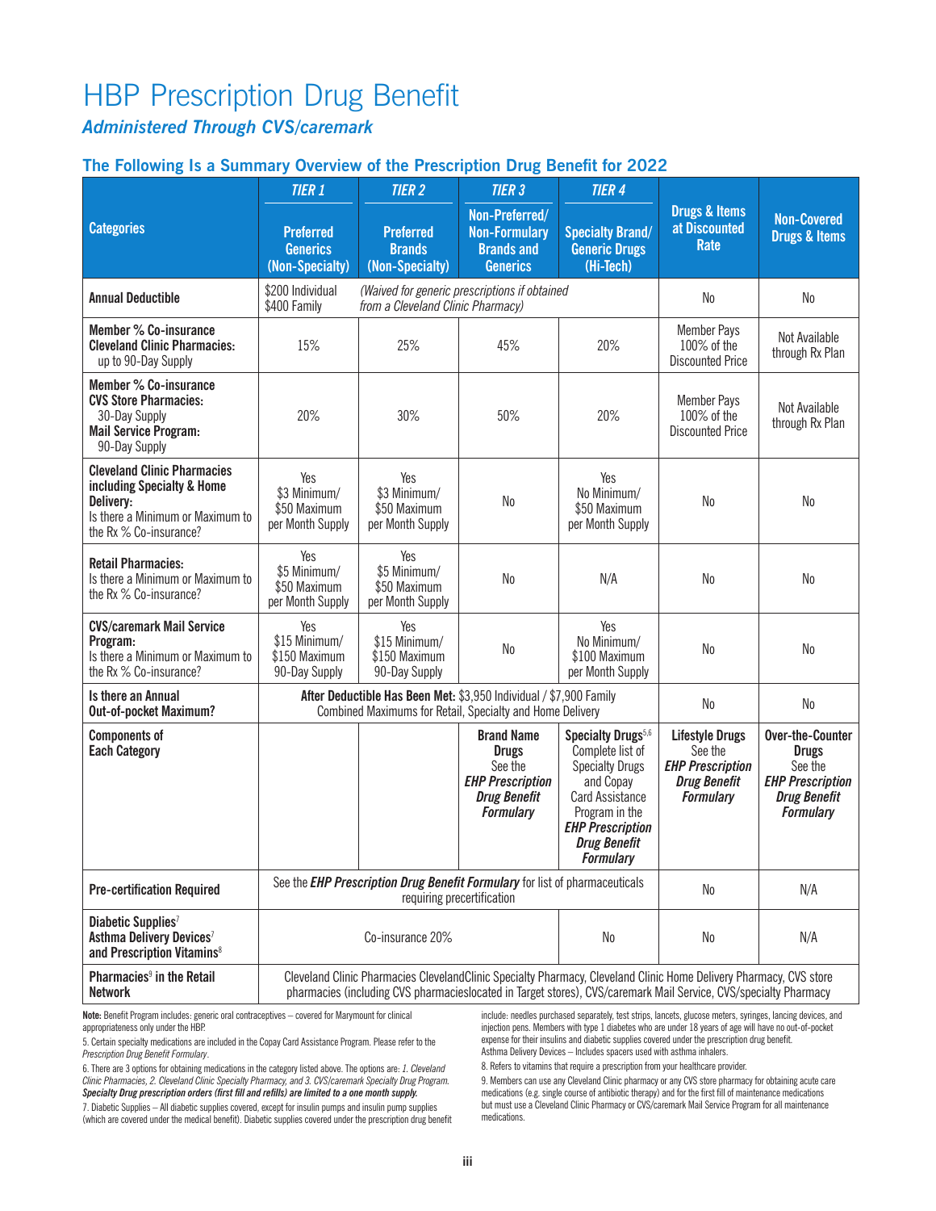# HBP Prescription Drug Benefit

***Administered Through CVS/caremark***

## The Following Is a Summary Overview of the Prescription Drug Benefit for 2022

| Categories | TIER 1 Preferred Generics (Non-Specialty) | TIER 2 Preferred Brands (Non-Specialty) | TIER 3 Non-Preferred/ Non-Formulary Brands and Generics | TIER 4 Specialty Brand/ Generic Drugs (Hi-Tech) | Drugs & Items at Discounted Rate | Non-Covered Drugs & Items |
|---|---|---|---|---|---|---|
| **Annual Deductible** | $200 Individual $400 Family | *(Waived for generic prescriptions if obtained from a Cleveland Clinic Pharmacy)* | | | No | No |
| **Member % Co-insurance Cleveland Clinic Pharmacies:** up to 90-Day Supply | 15% | 25% | 45% | 20% | Member Pays 100% of the Discounted Price | Not Available through Rx Plan |
| **Member % Co-insurance CVS Store Pharmacies:** 30-Day Supply **Mail Service Program:** 90-Day Supply | 20% | 30% | 50% | 20% | Member Pays 100% of the Discounted Price | Not Available through Rx Plan |
| **Cleveland Clinic Pharmacies including Specialty & Home Delivery:** Is there a Minimum or Maximum to the Rx % Co-insurance? | Yes $3 Minimum/ $50 Maximum per Month Supply | Yes $3 Minimum/ $50 Maximum per Month Supply | No | Yes No Minimum/ $50 Maximum per Month Supply | No | No |
| **Retail Pharmacies:** Is there a Minimum or Maximum to the Rx % Co-insurance? | Yes $5 Minimum/ $50 Maximum per Month Supply | Yes $5 Minimum/ $50 Maximum per Month Supply | No | N/A | No | No |
| **CVS/caremark Mail Service Program:** Is there a Minimum or Maximum to the Rx % Co-insurance? | Yes $15 Minimum/ $150 Maximum 90-Day Supply | Yes $15 Minimum/ $150 Maximum 90-Day Supply | No | Yes No Minimum/ $100 Maximum per Month Supply | No | No |
| **Is there an Annual Out-of-pocket Maximum?** | **After Deductible Has Been Met:** $3,950 Individual / $7,900 Family Combined Maximums for Retail, Specialty and Home Delivery | | | | No | No |
| **Components of Each Category** | | | **Brand Name Drugs** See the ***EHP Prescription Drug Benefit Formulary*** | **Specialty Drugs**[5,6] Complete list of Specialty Drugs and Copay Card Assistance Program in the ***EHP Prescription Drug Benefit Formulary*** | **Lifestyle Drugs** See the ***EHP Prescription Drug Benefit Formulary*** | **Over-the-Counter Drugs** See the ***EHP Prescription Drug Benefit Formulary*** |
| **Pre-certification Required** | See the ***EHP Prescription Drug Benefit Formulary*** for list of pharmaceuticals requiring precertification | | | | No | N/A |
| **Diabetic Supplies**[7] **Asthma Delivery Devices**[7] **and Prescription Vitamins**[8] | Co-insurance 20% | | | No | No | N/A |
| **Pharmacies**[9] **in the Retail Network** | Cleveland Clinic Pharmacies ClevelandClinic Specialty Pharmacy, Cleveland Clinic Home Delivery Pharmacy, CVS store pharmacies (including CVS pharmacieslocated in Target stores), CVS/caremark Mail Service, CVS/specialty Pharmacy | | | | | |

**Note:** Benefit Program includes: generic oral contraceptives – covered for Marymount for clinical appropriateness only under the HBP.

5. Certain specialty medications are included in the Copay Card Assistance Program. Please refer to the *Prescription Drug Benefit Formulary*.

6. There are 3 options for obtaining medications in the category listed above. The options are: *1. Cleveland Clinic Pharmacies, 2. Cleveland Clinic Specialty Pharmacy, and 3. CVS/caremark Specialty Drug Program.* ***Specialty Drug prescription orders (first fill and refills) are limited to a one month supply.***

7. Diabetic Supplies – All diabetic supplies covered, except for insulin pumps and insulin pump supplies (which are covered under the medical benefit). Diabetic supplies covered under the prescription drug benefit include: needles purchased separately, test strips, lancets, glucose meters, syringes, lancing devices, and injection pens. Members with type 1 diabetes who are under 18 years of age will have no out-of-pocket expense for their insulins and diabetic supplies covered under the prescription drug benefit.
Asthma Delivery Devices – Includes spacers used with asthma inhalers.

8. Refers to vitamins that require a prescription from your healthcare provider.

9. Members can use any Cleveland Clinic pharmacy or any CVS store pharmacy for obtaining acute care medications (e.g. single course of antibiotic therapy) and for the first fill of maintenance medications but must use a Cleveland Clinic Pharmacy or CVS/caremark Mail Service Program for all maintenance medications.